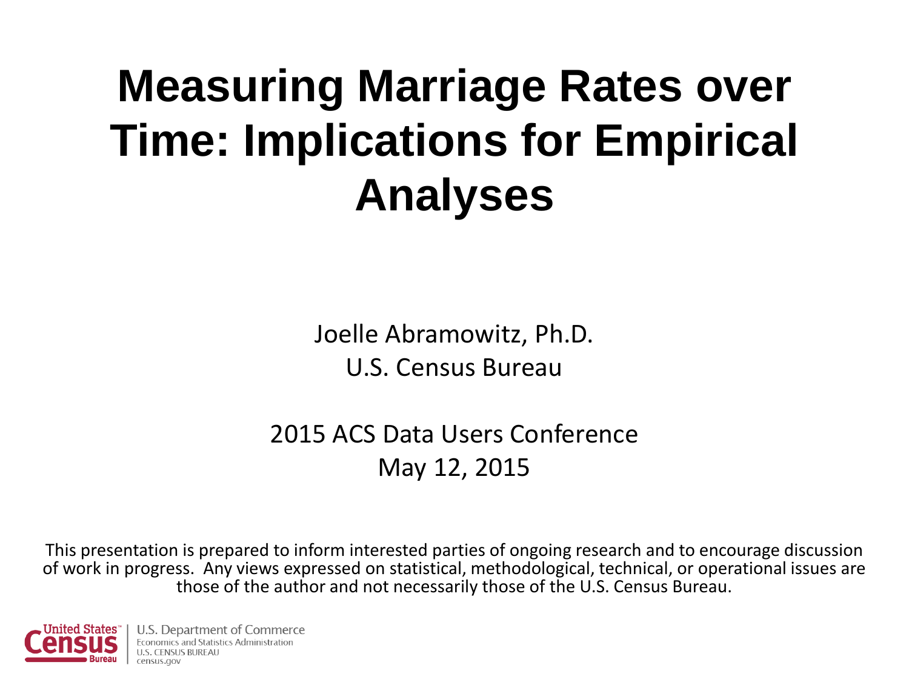# Measuring Marriage Rates over Time: Implications for Empirical Analyses

Joelle Abramowitz, Ph.D.
U.S. Census Bureau

2015 ACS Data Users Conference
May 12, 2015

This presentation is prepared to inform interested parties of ongoing research and to encourage discussion of work in progress. Any views expressed on statistical, methodological, technical, or operational issues are those of the author and not necessarily those of the U.S. Census Bureau.

United States Census Bureau | U.S. Department of Commerce
Economics and Statistics Administration
U.S. CENSUS BUREAU
census.gov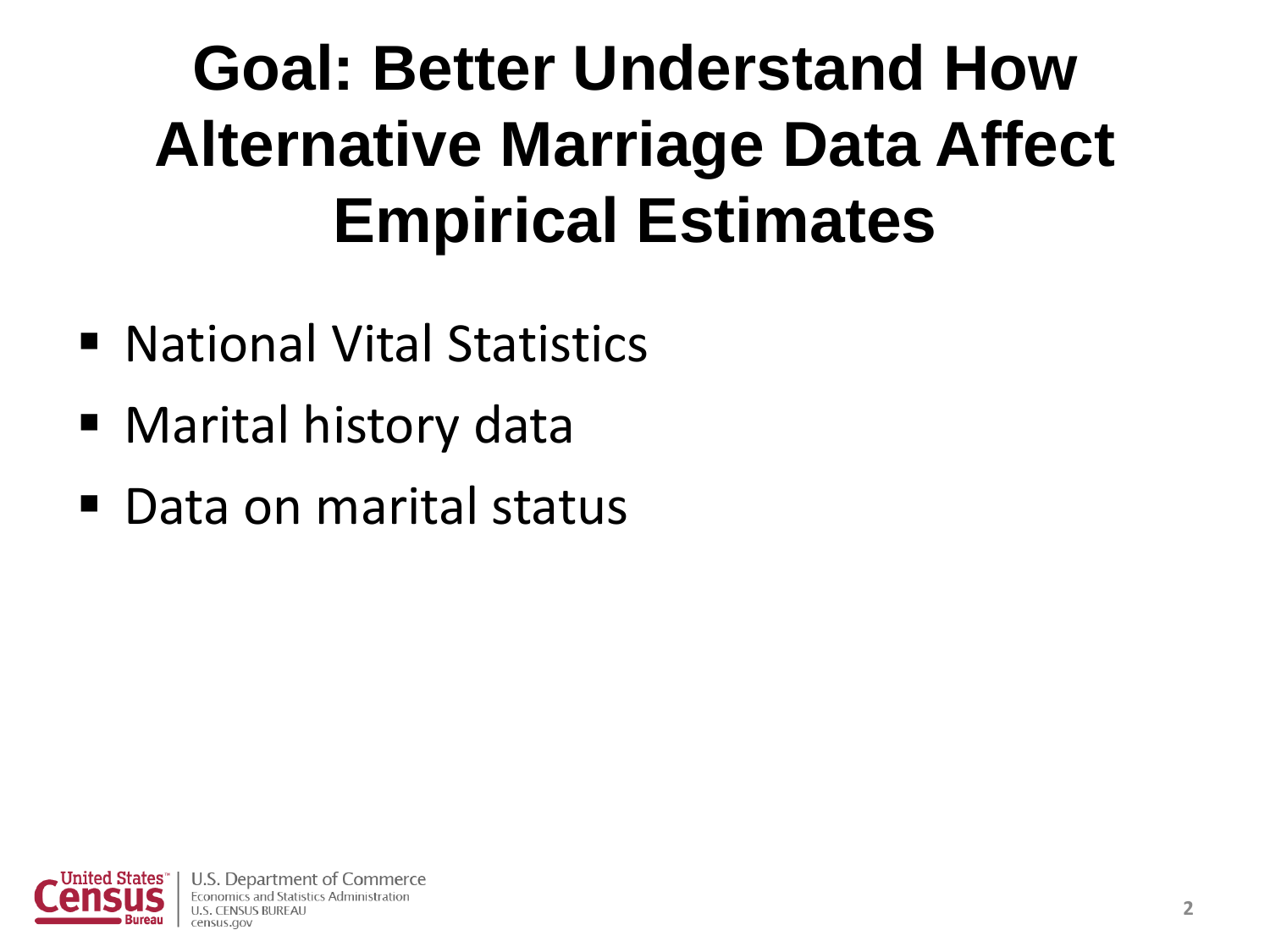# Goal: Better Understand How Alternative Marriage Data Affect Empirical Estimates

- National Vital Statistics
- Marital history data
- Data on marital status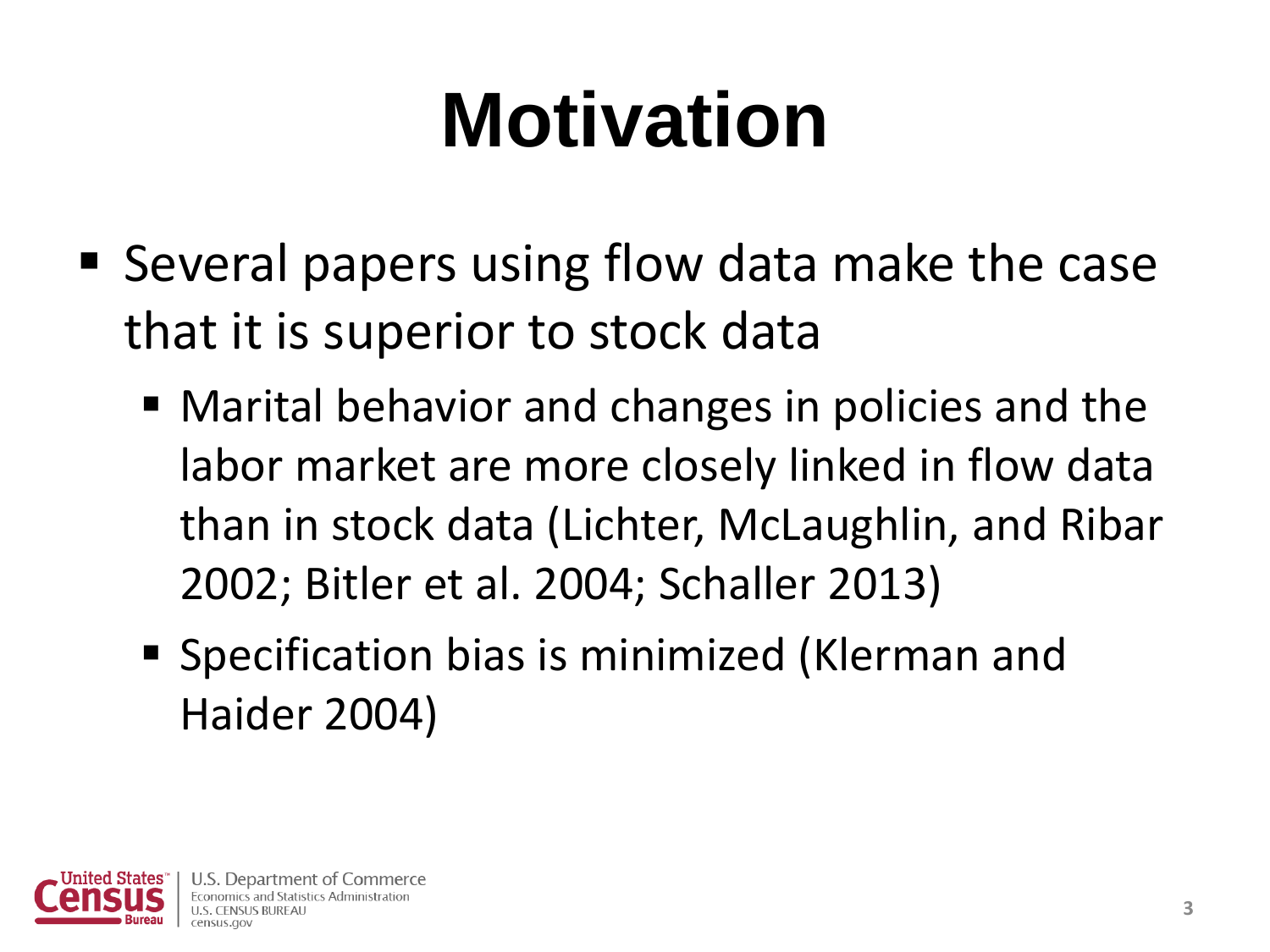# Motivation

- Several papers using flow data make the case that it is superior to stock data
  - Marital behavior and changes in policies and the labor market are more closely linked in flow data than in stock data (Lichter, McLaughlin, and Ribar 2002; Bitler et al. 2004; Schaller 2013)
  - Specification bias is minimized (Klerman and Haider 2004)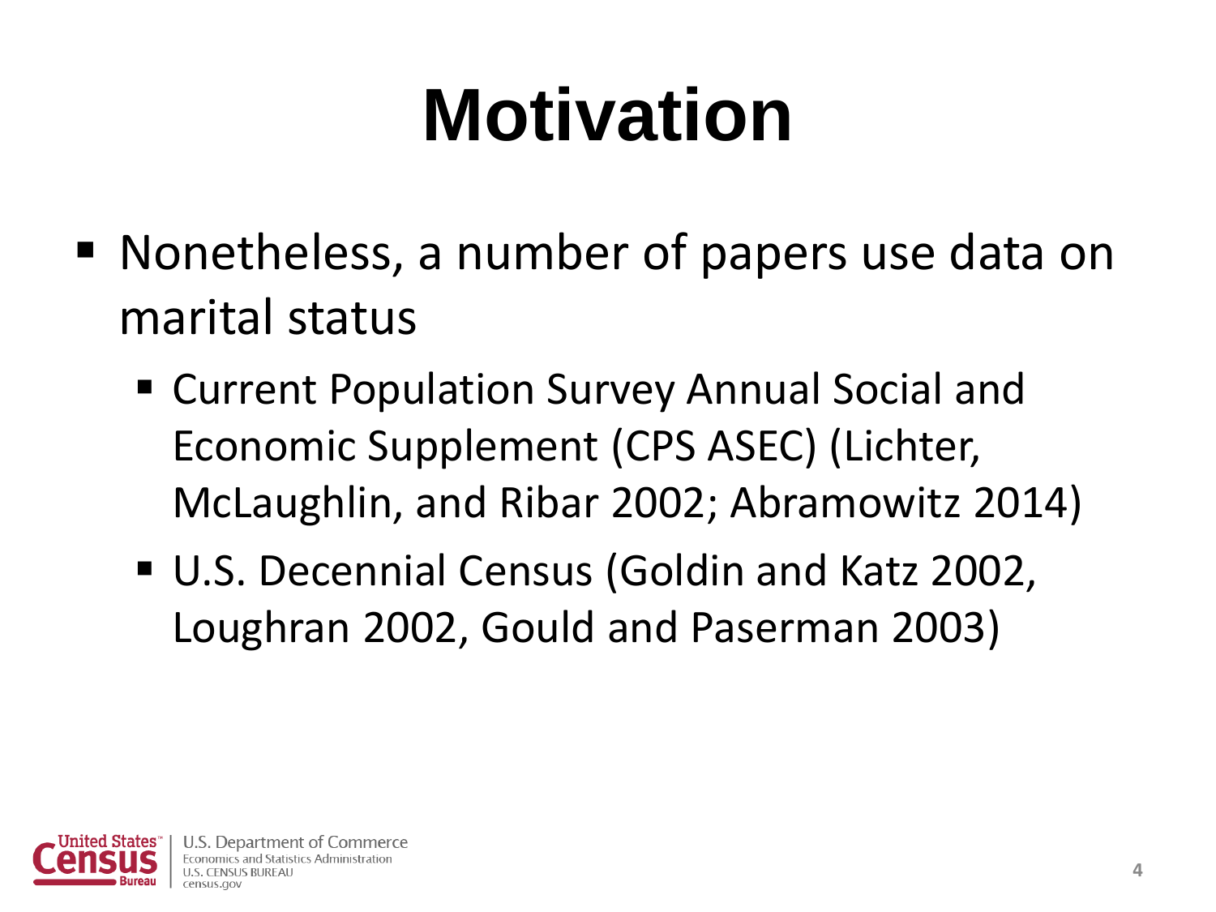# Motivation

- Nonetheless, a number of papers use data on marital status
  - Current Population Survey Annual Social and Economic Supplement (CPS ASEC) (Lichter, McLaughlin, and Ribar 2002; Abramowitz 2014)
  - U.S. Decennial Census (Goldin and Katz 2002, Loughran 2002, Gould and Paserman 2003)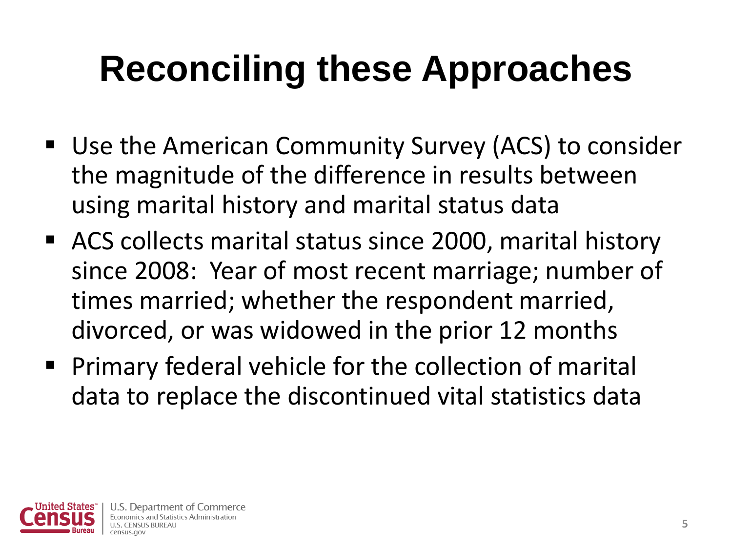# Reconciling these Approaches

- Use the American Community Survey (ACS) to consider the magnitude of the difference in results between using marital history and marital status data
- ACS collects marital status since 2000, marital history since 2008:  Year of most recent marriage; number of times married; whether the respondent married, divorced, or was widowed in the prior 12 months
- Primary federal vehicle for the collection of marital data to replace the discontinued vital statistics data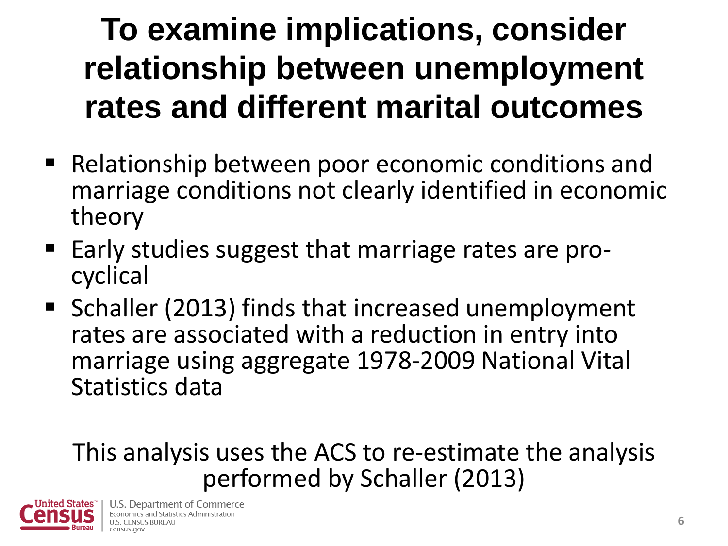# To examine implications, consider relationship between unemployment rates and different marital outcomes

- Relationship between poor economic conditions and marriage conditions not clearly identified in economic theory
- Early studies suggest that marriage rates are pro-cyclical
- Schaller (2013) finds that increased unemployment rates are associated with a reduction in entry into marriage using aggregate 1978-2009 National Vital Statistics data

This analysis uses the ACS to re-estimate the analysis performed by Schaller (2013)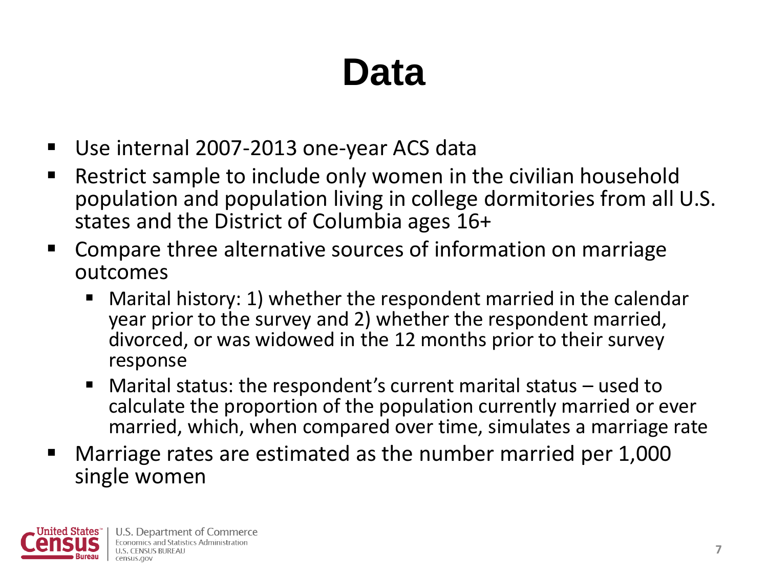# Data

- Use internal 2007-2013 one-year ACS data
- Restrict sample to include only women in the civilian household population and population living in college dormitories from all U.S. states and the District of Columbia ages 16+
- Compare three alternative sources of information on marriage outcomes
  - Marital history: 1) whether the respondent married in the calendar year prior to the survey and 2) whether the respondent married, divorced, or was widowed in the 12 months prior to their survey response
  - Marital status: the respondent's current marital status – used to calculate the proportion of the population currently married or ever married, which, when compared over time, simulates a marriage rate
- Marriage rates are estimated as the number married per 1,000 single women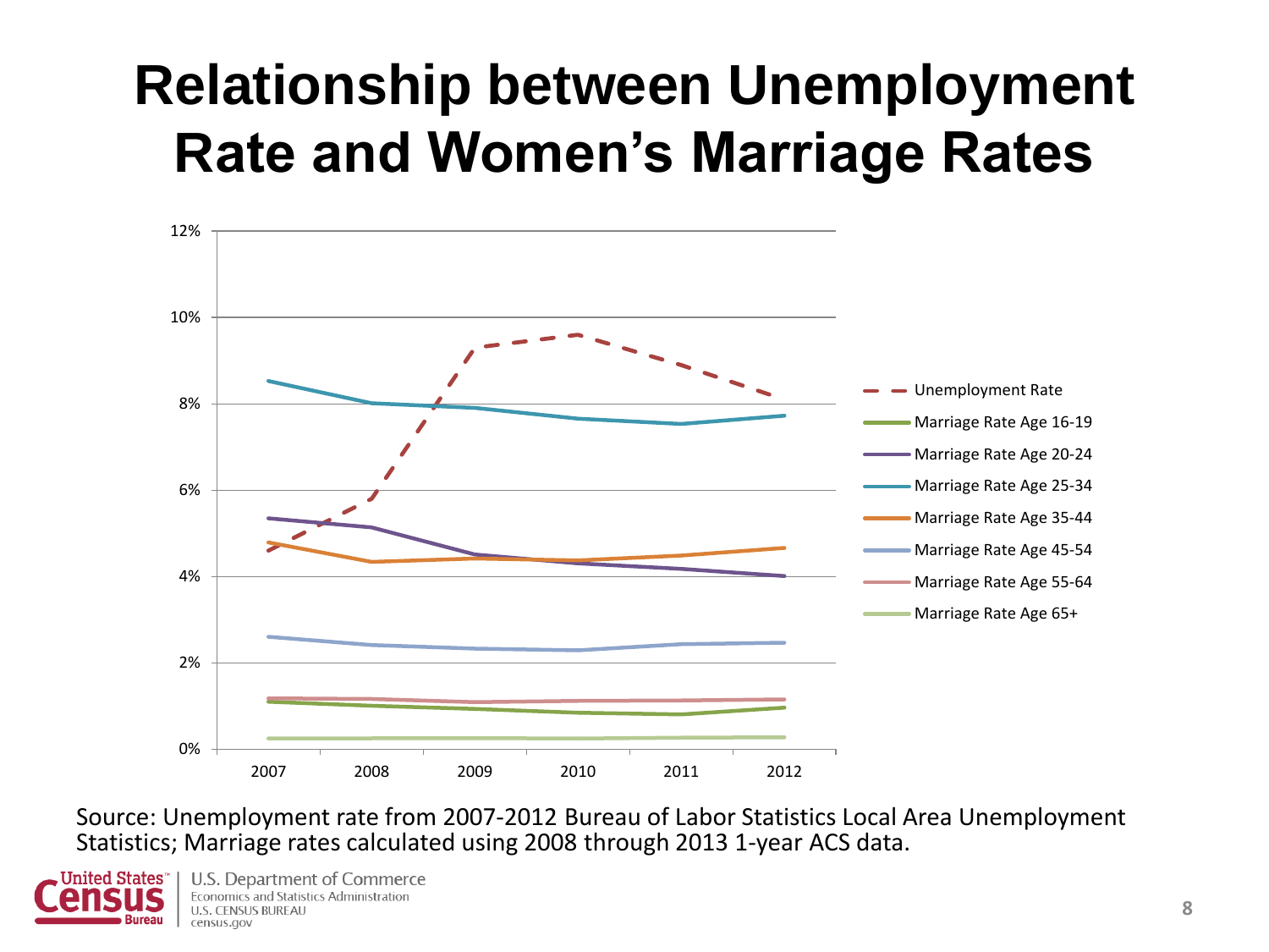# Relationship between Unemployment Rate and Women's Marriage Rates

12%
10%
8%
6%
4%
2%
0%

2007 2008 2009 2010 2011 2012

- Unemployment Rate
- Marriage Rate Age 16-19
- Marriage Rate Age 20-24
- Marriage Rate Age 25-34
- Marriage Rate Age 35-44
- Marriage Rate Age 45-54
- Marriage Rate Age 55-64
- Marriage Rate Age 65+

Source: Unemployment rate from 2007-2012 Bureau of Labor Statistics Local Area Unemployment Statistics; Marriage rates calculated using 2008 through 2013 1-year ACS data.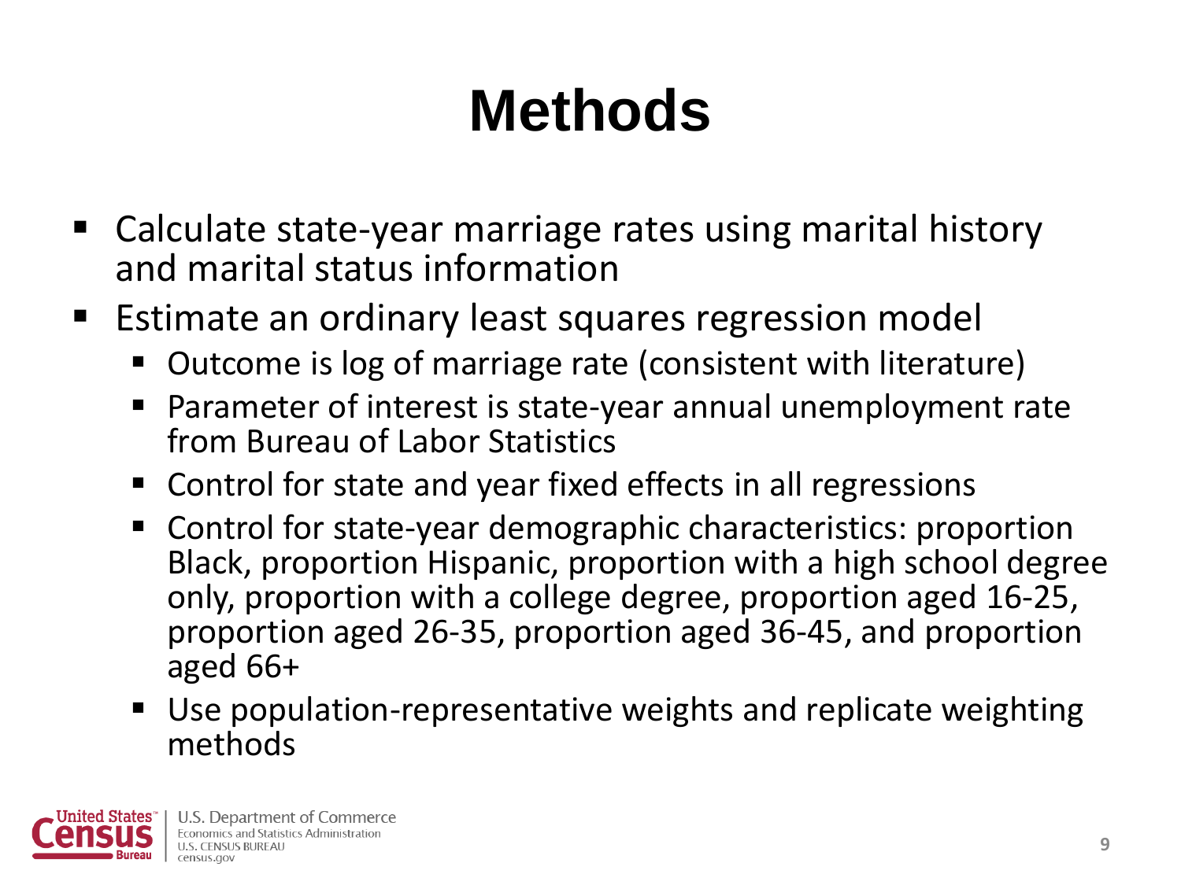# Methods

- Calculate state-year marriage rates using marital history and marital status information
- Estimate an ordinary least squares regression model
  - Outcome is log of marriage rate (consistent with literature)
  - Parameter of interest is state-year annual unemployment rate from Bureau of Labor Statistics
  - Control for state and year fixed effects in all regressions
  - Control for state-year demographic characteristics: proportion Black, proportion Hispanic, proportion with a high school degree only, proportion with a college degree, proportion aged 16-25, proportion aged 26-35, proportion aged 36-45, and proportion aged 66+
  - Use population-representative weights and replicate weighting methods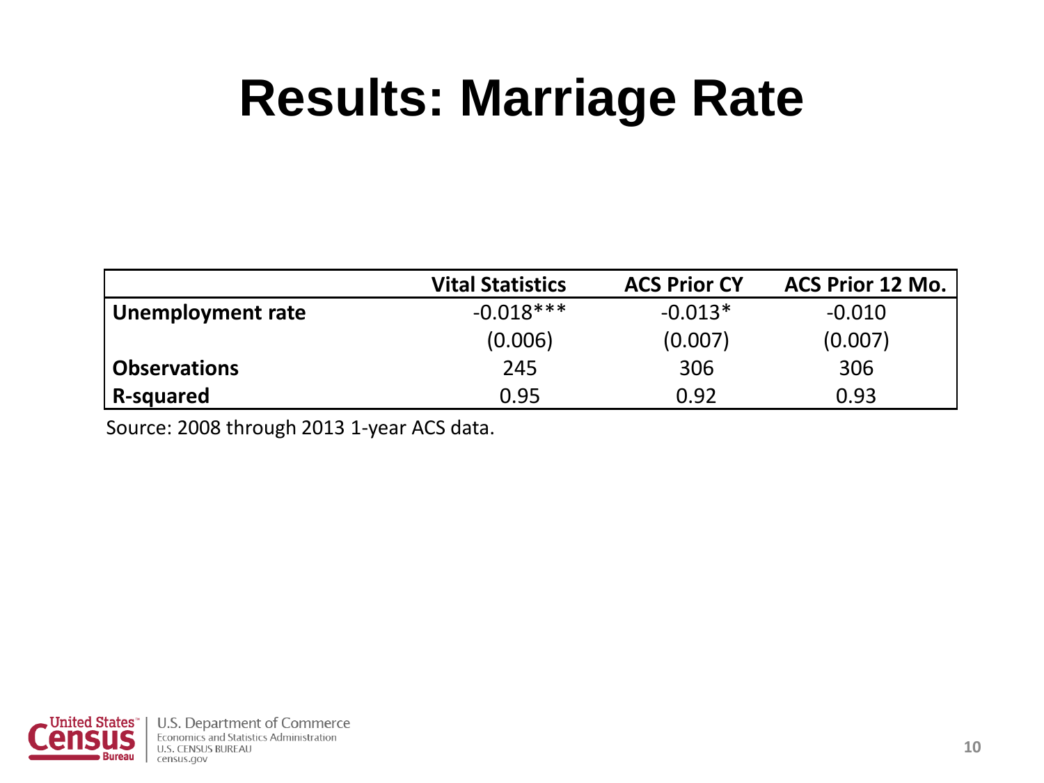# Results: Marriage Rate

| | Vital Statistics | ACS Prior CY | ACS Prior 12 Mo. |
|---|---|---|---|
| **Unemployment rate** | -0.018*** | -0.013* | -0.010 |
| | (0.006) | (0.007) | (0.007) |
| **Observations** | 245 | 306 | 306 |
| **R-squared** | 0.95 | 0.92 | 0.93 |

Source: 2008 through 2013 1-year ACS data.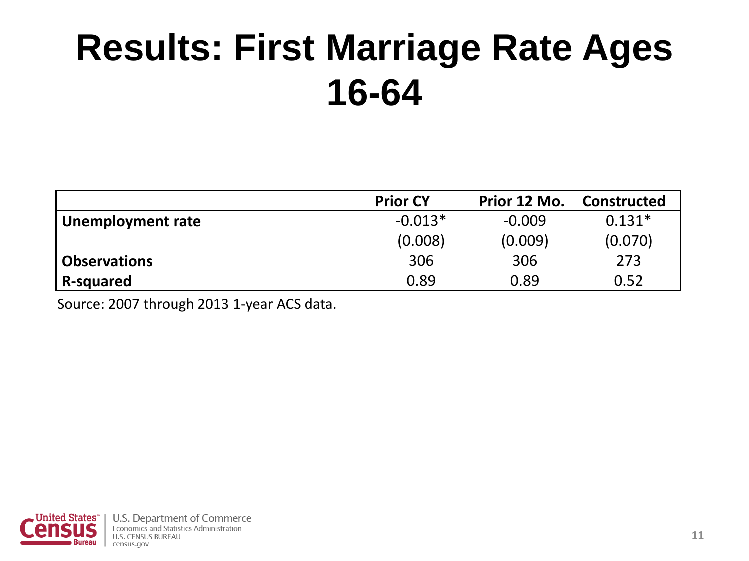# Results: First Marriage Rate Ages 16-64

| | Prior CY | Prior 12 Mo. | Constructed |
|---|---|---|---|
| **Unemployment rate** | -0.013* | -0.009 | 0.131* |
| | (0.008) | (0.009) | (0.070) |
| **Observations** | 306 | 306 | 273 |
| **R-squared** | 0.89 | 0.89 | 0.52 |

Source: 2007 through 2013 1-year ACS data.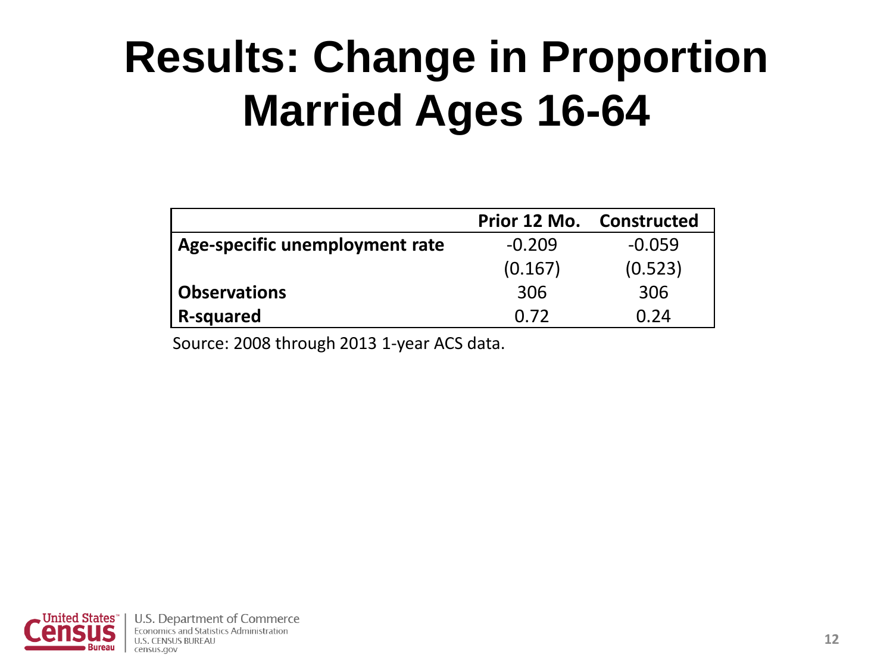# Results: Change in Proportion Married Ages 16-64

| | Prior 12 Mo. | Constructed |
|---|---|---|
| **Age-specific unemployment rate** | -0.209 | -0.059 |
| | (0.167) | (0.523) |
| **Observations** | 306 | 306 |
| **R-squared** | 0.72 | 0.24 |

Source: 2008 through 2013 1-year ACS data.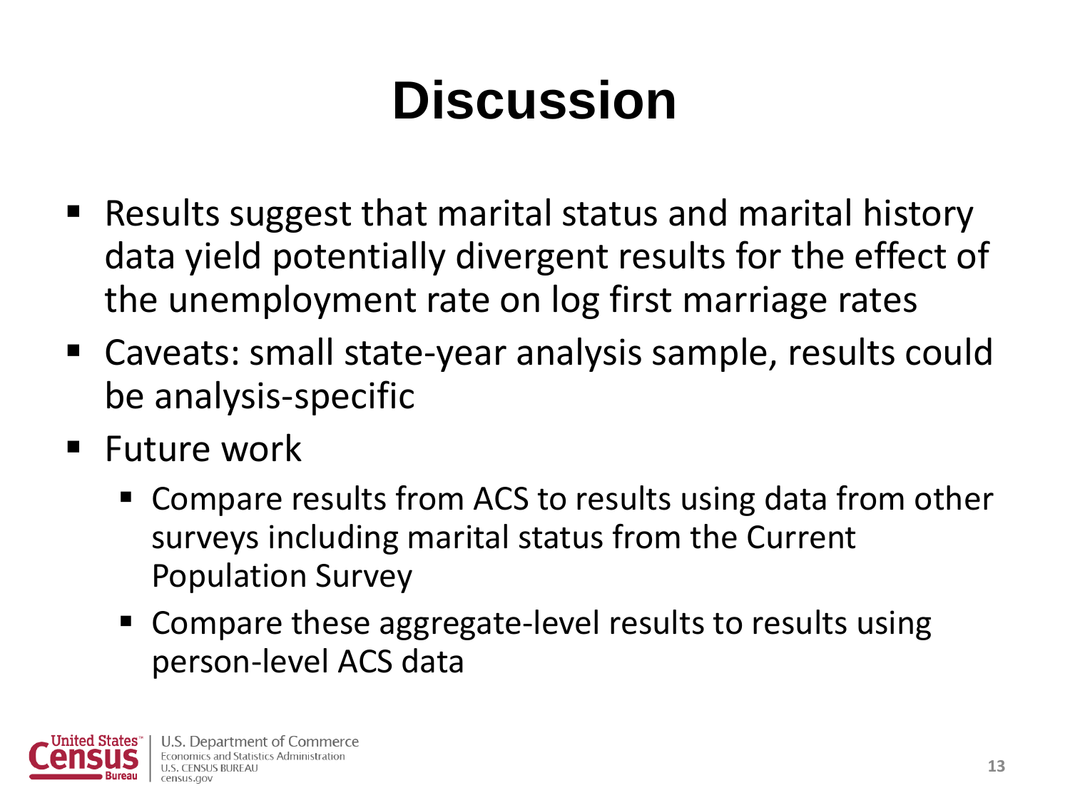# Discussion

- Results suggest that marital status and marital history data yield potentially divergent results for the effect of the unemployment rate on log first marriage rates
- Caveats: small state-year analysis sample, results could be analysis-specific
- Future work
  - Compare results from ACS to results using data from other surveys including marital status from the Current Population Survey
  - Compare these aggregate-level results to results using person-level ACS data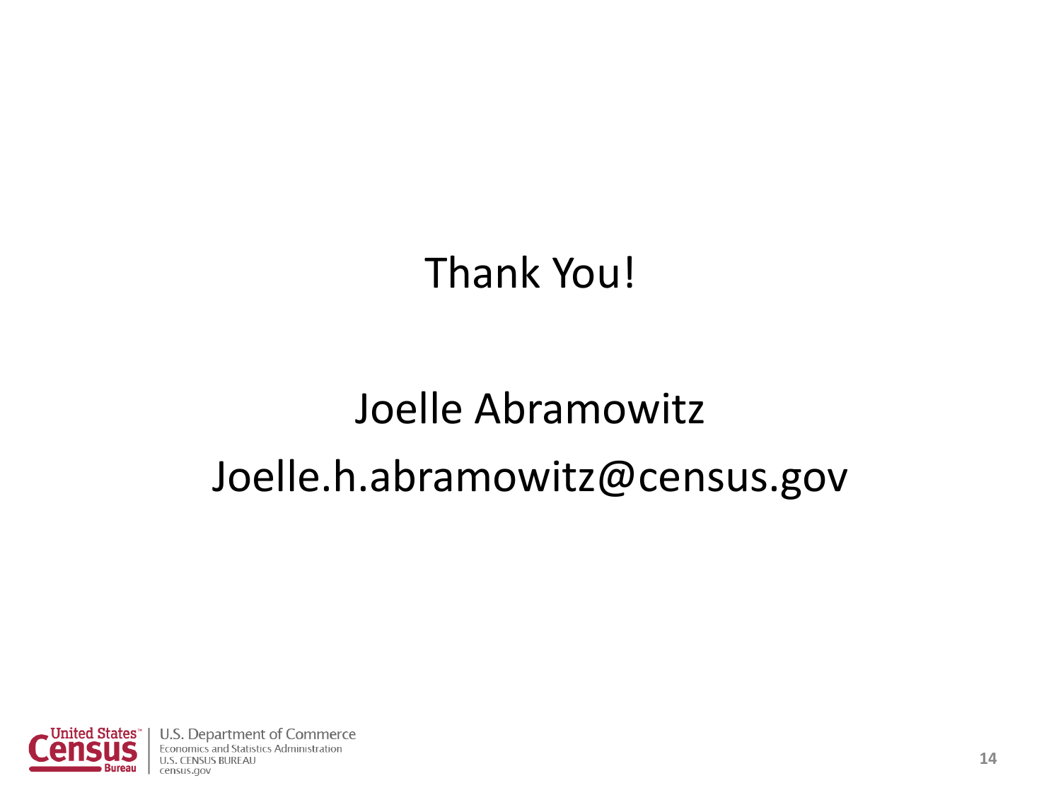Thank You!

Joelle Abramowitz

Joelle.h.abramowitz@census.gov